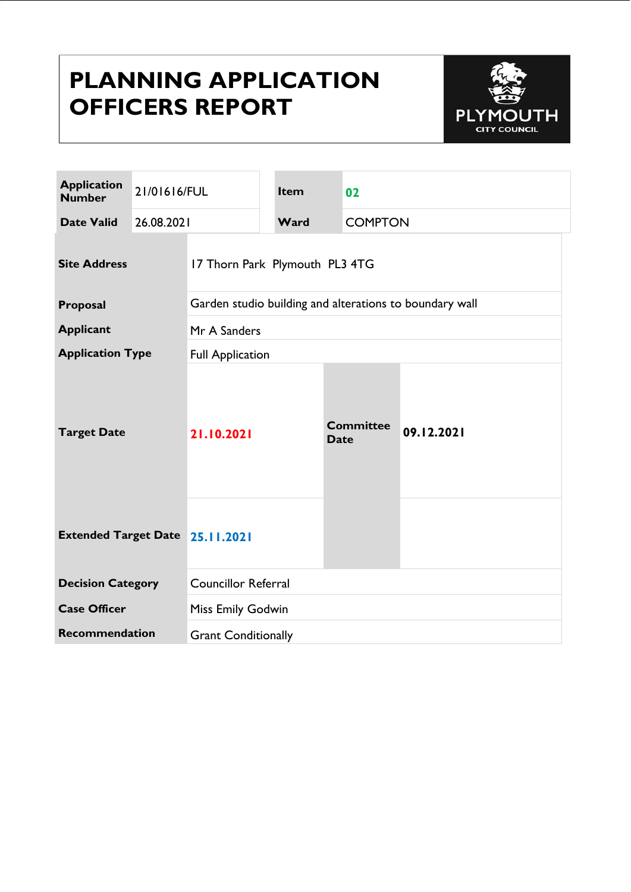# PLANNING APPLICATION OFFICERS REPORT

PLYMOUTH CITY COUNCIL

| Application Number | 21/01616/FUL | Item | 02 |
|---|---|---|---|
| Date Valid | 26.08.2021 | Ward | COMPTON |

| Site Address | 17 Thorn Park Plymouth PL3 4TG | | |
|---|---|---|---|
| Proposal | Garden studio building and alterations to boundary wall | | |
| Applicant | Mr A Sanders | | |
| Application Type | Full Application | | |
| Target Date | 21.10.2021 | Committee Date | 09.12.2021 |
| Extended Target Date | 25.11.2021 | | |
| Decision Category | Councillor Referral | | |
| Case Officer | Miss Emily Godwin | | |
| Recommendation | Grant Conditionally | | |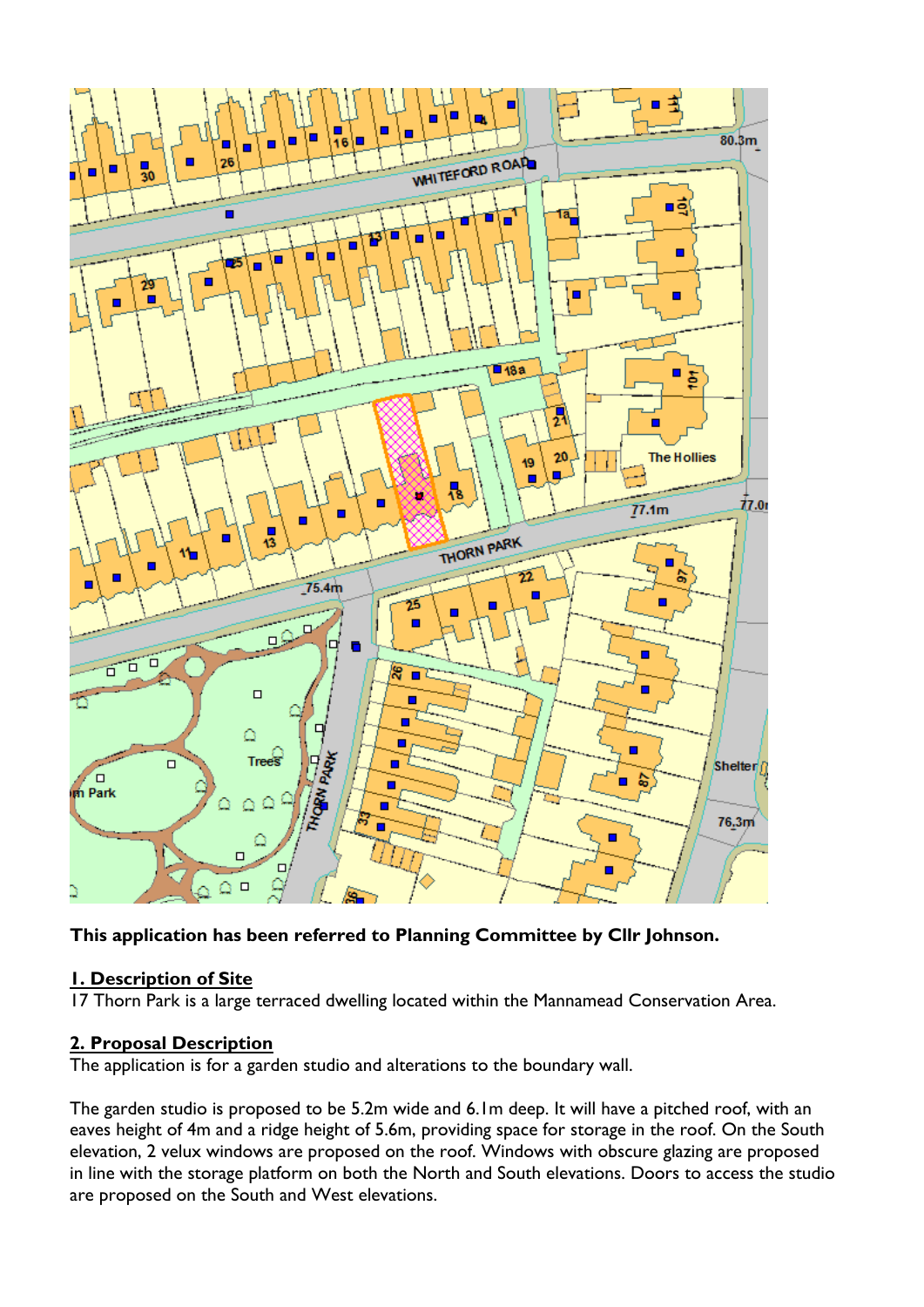**This application has been referred to Planning Committee by Cllr Johnson.**

## 1. Description of Site

17 Thorn Park is a large terraced dwelling located within the Mannamead Conservation Area.

## 2. Proposal Description

The application is for a garden studio and alterations to the boundary wall.

The garden studio is proposed to be 5.2m wide and 6.1m deep. It will have a pitched roof, with an eaves height of 4m and a ridge height of 5.6m, providing space for storage in the roof. On the South elevation, 2 velux windows are proposed on the roof. Windows with obscure glazing are proposed in line with the storage platform on both the North and South elevations. Doors to access the studio are proposed on the South and West elevations.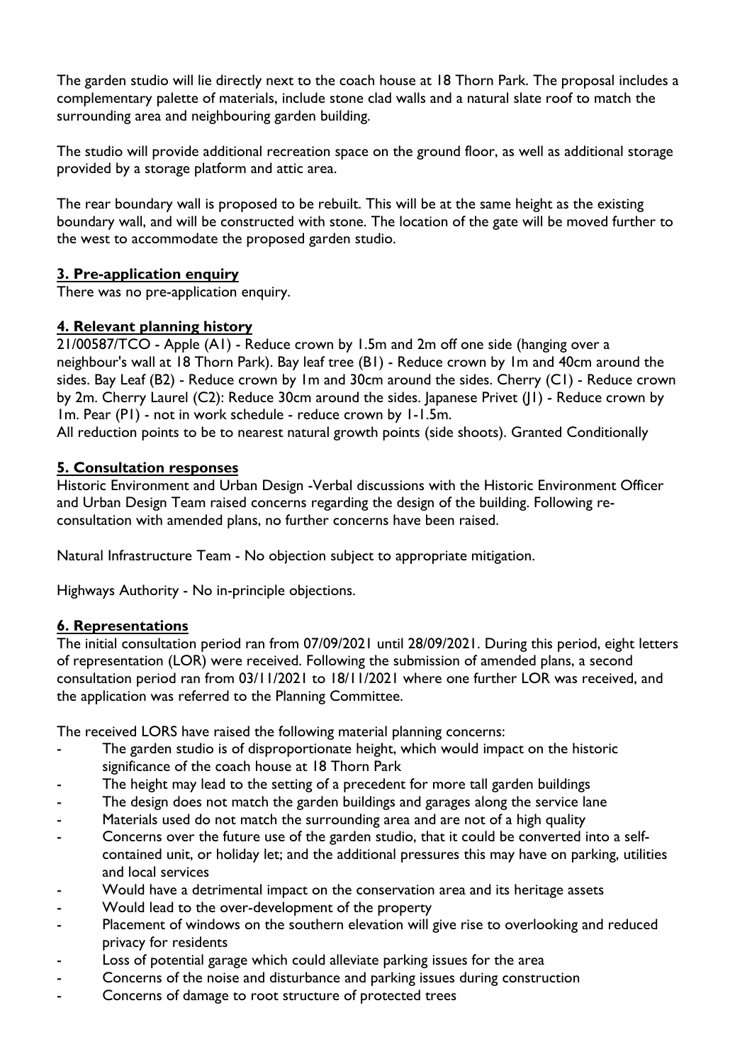The garden studio will lie directly next to the coach house at 18 Thorn Park. The proposal includes a complementary palette of materials, include stone clad walls and a natural slate roof to match the surrounding area and neighbouring garden building.

The studio will provide additional recreation space on the ground floor, as well as additional storage provided by a storage platform and attic area.

The rear boundary wall is proposed to be rebuilt. This will be at the same height as the existing boundary wall, and will be constructed with stone. The location of the gate will be moved further to the west to accommodate the proposed garden studio.

## 3. Pre-application enquiry

There was no pre-application enquiry.

## 4. Relevant planning history

21/00587/TCO - Apple (A1) - Reduce crown by 1.5m and 2m off one side (hanging over a neighbour's wall at 18 Thorn Park). Bay leaf tree (B1) - Reduce crown by 1m and 40cm around the sides. Bay Leaf (B2) - Reduce crown by 1m and 30cm around the sides. Cherry (C1) - Reduce crown by 2m. Cherry Laurel (C2): Reduce 30cm around the sides. Japanese Privet (J1) - Reduce crown by 1m. Pear (P1) - not in work schedule - reduce crown by 1-1.5m.
All reduction points to be to nearest natural growth points (side shoots). Granted Conditionally

## 5. Consultation responses

Historic Environment and Urban Design -Verbal discussions with the Historic Environment Officer and Urban Design Team raised concerns regarding the design of the building. Following re-consultation with amended plans, no further concerns have been raised.

Natural Infrastructure Team - No objection subject to appropriate mitigation.

Highways Authority - No in-principle objections.

## 6. Representations

The initial consultation period ran from 07/09/2021 until 28/09/2021. During this period, eight letters of representation (LOR) were received. Following the submission of amended plans, a second consultation period ran from 03/11/2021 to 18/11/2021 where one further LOR was received, and the application was referred to the Planning Committee.

The received LORS have raised the following material planning concerns:

- The garden studio is of disproportionate height, which would impact on the historic significance of the coach house at 18 Thorn Park
- The height may lead to the setting of a precedent for more tall garden buildings
- The design does not match the garden buildings and garages along the service lane
- Materials used do not match the surrounding area and are not of a high quality
- Concerns over the future use of the garden studio, that it could be converted into a self-contained unit, or holiday let; and the additional pressures this may have on parking, utilities and local services
- Would have a detrimental impact on the conservation area and its heritage assets
- Would lead to the over-development of the property
- Placement of windows on the southern elevation will give rise to overlooking and reduced privacy for residents
- Loss of potential garage which could alleviate parking issues for the area
- Concerns of the noise and disturbance and parking issues during construction
- Concerns of damage to root structure of protected trees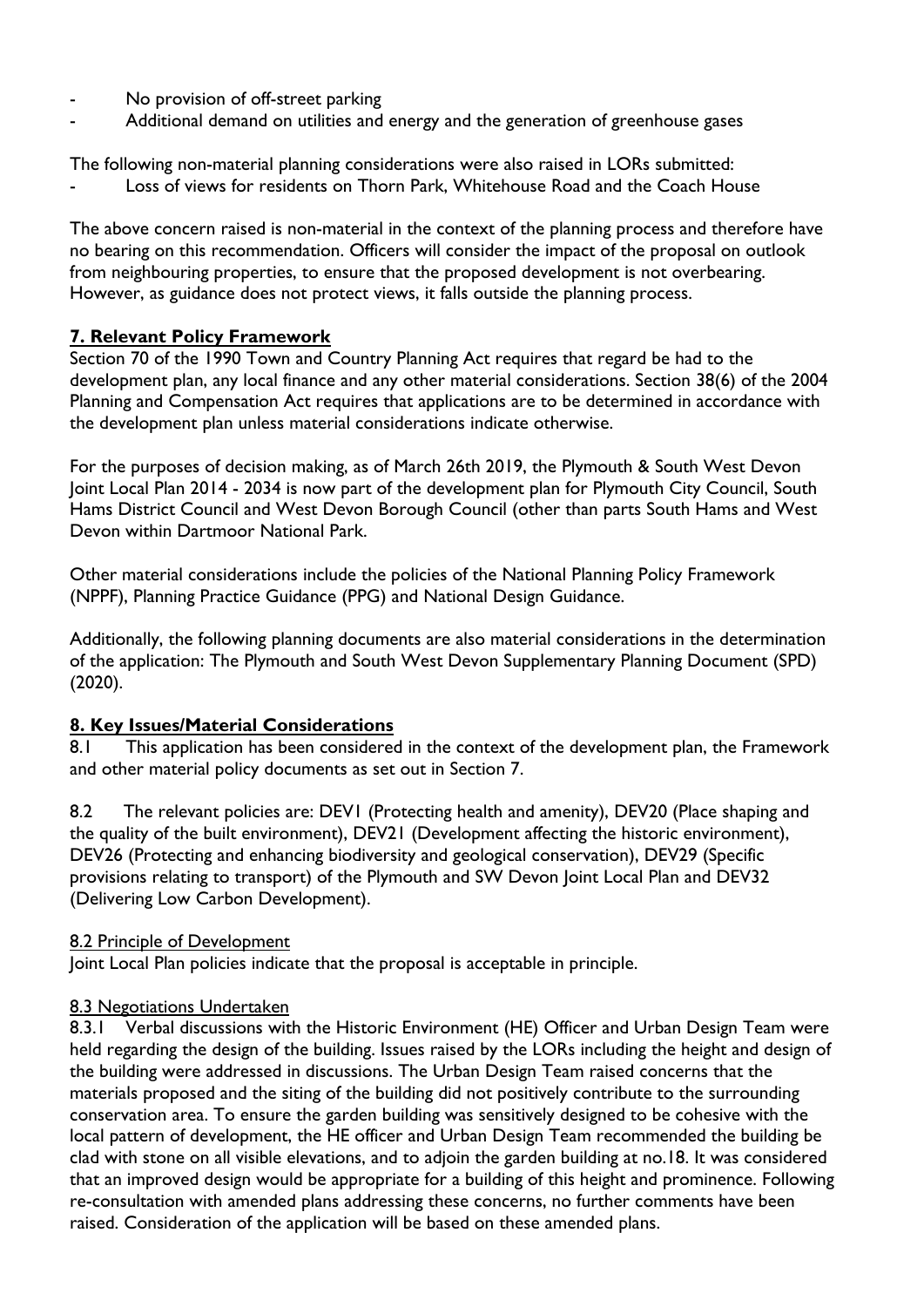- No provision of off-street parking
- Additional demand on utilities and energy and the generation of greenhouse gases

The following non-material planning considerations were also raised in LORs submitted:

- Loss of views for residents on Thorn Park, Whitehouse Road and the Coach House

The above concern raised is non-material in the context of the planning process and therefore have no bearing on this recommendation. Officers will consider the impact of the proposal on outlook from neighbouring properties, to ensure that the proposed development is not overbearing. However, as guidance does not protect views, it falls outside the planning process.

## 7. Relevant Policy Framework

Section 70 of the 1990 Town and Country Planning Act requires that regard be had to the development plan, any local finance and any other material considerations. Section 38(6) of the 2004 Planning and Compensation Act requires that applications are to be determined in accordance with the development plan unless material considerations indicate otherwise.

For the purposes of decision making, as of March 26th 2019, the Plymouth & South West Devon Joint Local Plan 2014 - 2034 is now part of the development plan for Plymouth City Council, South Hams District Council and West Devon Borough Council (other than parts South Hams and West Devon within Dartmoor National Park.

Other material considerations include the policies of the National Planning Policy Framework (NPPF), Planning Practice Guidance (PPG) and National Design Guidance.

Additionally, the following planning documents are also material considerations in the determination of the application: The Plymouth and South West Devon Supplementary Planning Document (SPD) (2020).

## 8. Key Issues/Material Considerations

8.1 This application has been considered in the context of the development plan, the Framework and other material policy documents as set out in Section 7.

8.2 The relevant policies are: DEV1 (Protecting health and amenity), DEV20 (Place shaping and the quality of the built environment), DEV21 (Development affecting the historic environment), DEV26 (Protecting and enhancing biodiversity and geological conservation), DEV29 (Specific provisions relating to transport) of the Plymouth and SW Devon Joint Local Plan and DEV32 (Delivering Low Carbon Development).

### 8.2 Principle of Development

Joint Local Plan policies indicate that the proposal is acceptable in principle.

### 8.3 Negotiations Undertaken

8.3.1 Verbal discussions with the Historic Environment (HE) Officer and Urban Design Team were held regarding the design of the building. Issues raised by the LORs including the height and design of the building were addressed in discussions. The Urban Design Team raised concerns that the materials proposed and the siting of the building did not positively contribute to the surrounding conservation area. To ensure the garden building was sensitively designed to be cohesive with the local pattern of development, the HE officer and Urban Design Team recommended the building be clad with stone on all visible elevations, and to adjoin the garden building at no.18. It was considered that an improved design would be appropriate for a building of this height and prominence. Following re-consultation with amended plans addressing these concerns, no further comments have been raised. Consideration of the application will be based on these amended plans.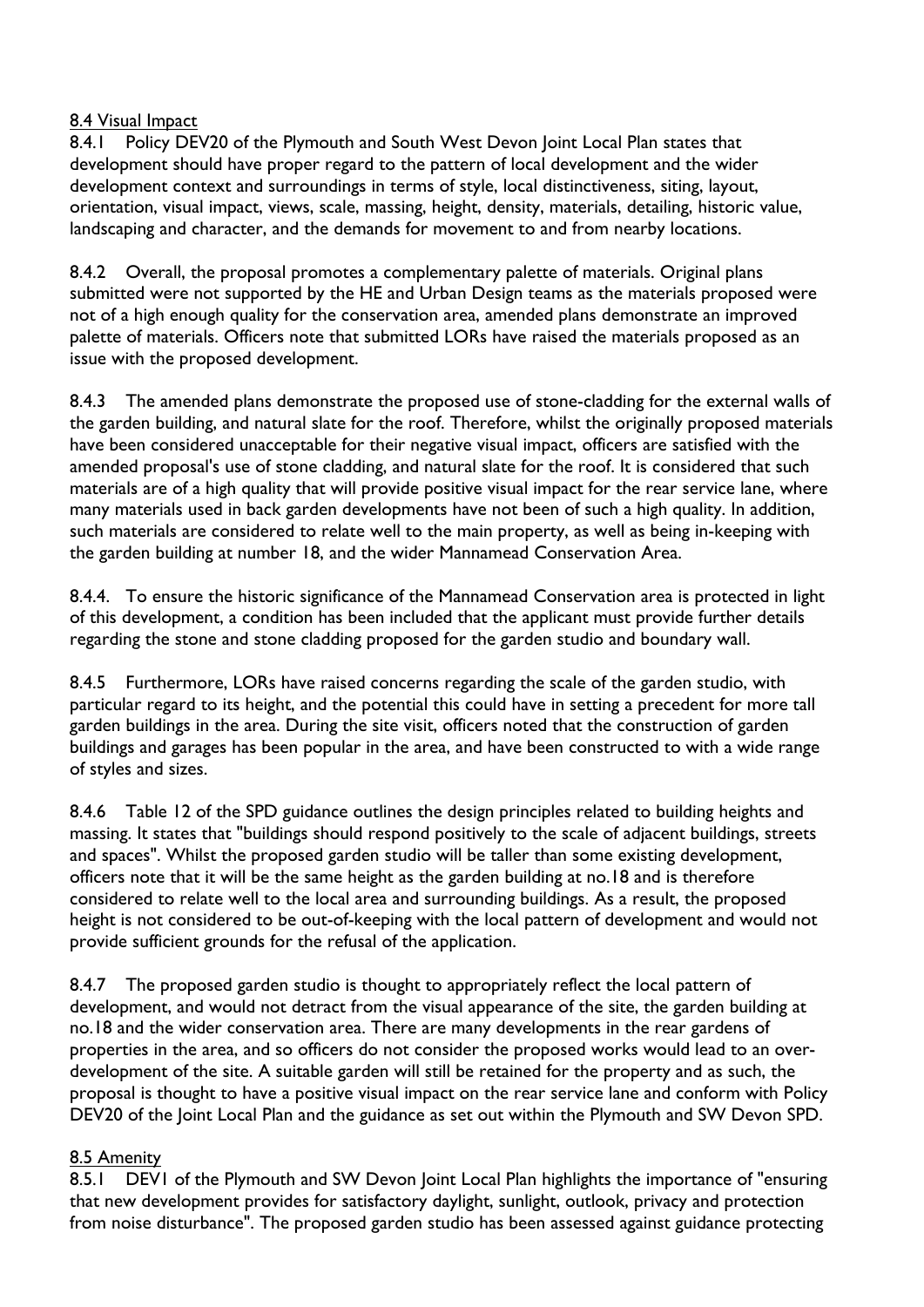<u>8.4 Visual Impact</u>

8.4.1 Policy DEV20 of the Plymouth and South West Devon Joint Local Plan states that development should have proper regard to the pattern of local development and the wider development context and surroundings in terms of style, local distinctiveness, siting, layout, orientation, visual impact, views, scale, massing, height, density, materials, detailing, historic value, landscaping and character, and the demands for movement to and from nearby locations.

8.4.2 Overall, the proposal promotes a complementary palette of materials. Original plans submitted were not supported by the HE and Urban Design teams as the materials proposed were not of a high enough quality for the conservation area, amended plans demonstrate an improved palette of materials. Officers note that submitted LORs have raised the materials proposed as an issue with the proposed development.

8.4.3 The amended plans demonstrate the proposed use of stone-cladding for the external walls of the garden building, and natural slate for the roof. Therefore, whilst the originally proposed materials have been considered unacceptable for their negative visual impact, officers are satisfied with the amended proposal's use of stone cladding, and natural slate for the roof. It is considered that such materials are of a high quality that will provide positive visual impact for the rear service lane, where many materials used in back garden developments have not been of such a high quality. In addition, such materials are considered to relate well to the main property, as well as being in-keeping with the garden building at number 18, and the wider Mannamead Conservation Area.

8.4.4. To ensure the historic significance of the Mannamead Conservation area is protected in light of this development, a condition has been included that the applicant must provide further details regarding the stone and stone cladding proposed for the garden studio and boundary wall.

8.4.5 Furthermore, LORs have raised concerns regarding the scale of the garden studio, with particular regard to its height, and the potential this could have in setting a precedent for more tall garden buildings in the area. During the site visit, officers noted that the construction of garden buildings and garages has been popular in the area, and have been constructed to with a wide range of styles and sizes.

8.4.6 Table 12 of the SPD guidance outlines the design principles related to building heights and massing. It states that "buildings should respond positively to the scale of adjacent buildings, streets and spaces". Whilst the proposed garden studio will be taller than some existing development, officers note that it will be the same height as the garden building at no.18 and is therefore considered to relate well to the local area and surrounding buildings. As a result, the proposed height is not considered to be out-of-keeping with the local pattern of development and would not provide sufficient grounds for the refusal of the application.

8.4.7 The proposed garden studio is thought to appropriately reflect the local pattern of development, and would not detract from the visual appearance of the site, the garden building at no.18 and the wider conservation area. There are many developments in the rear gardens of properties in the area, and so officers do not consider the proposed works would lead to an over-development of the site. A suitable garden will still be retained for the property and as such, the proposal is thought to have a positive visual impact on the rear service lane and conform with Policy DEV20 of the Joint Local Plan and the guidance as set out within the Plymouth and SW Devon SPD.

<u>8.5 Amenity</u>

8.5.1 DEV1 of the Plymouth and SW Devon Joint Local Plan highlights the importance of "ensuring that new development provides for satisfactory daylight, sunlight, outlook, privacy and protection from noise disturbance". The proposed garden studio has been assessed against guidance protecting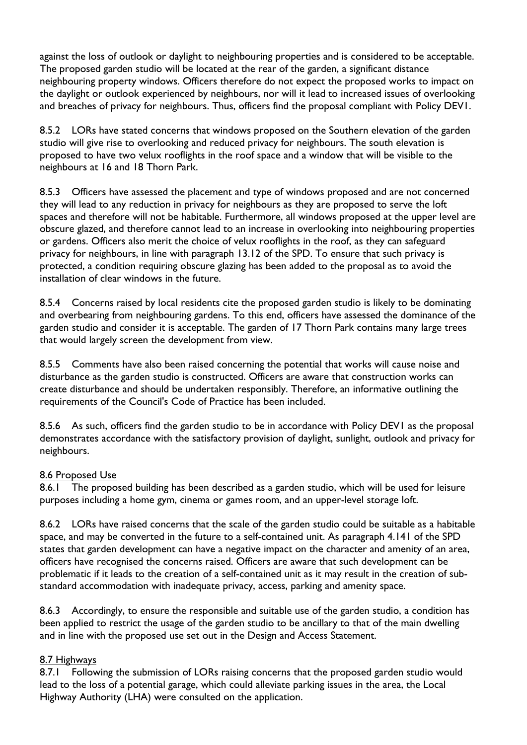against the loss of outlook or daylight to neighbouring properties and is considered to be acceptable. The proposed garden studio will be located at the rear of the garden, a significant distance neighbouring property windows. Officers therefore do not expect the proposed works to impact on the daylight or outlook experienced by neighbours, nor will it lead to increased issues of overlooking and breaches of privacy for neighbours. Thus, officers find the proposal compliant with Policy DEV1.

8.5.2 LORs have stated concerns that windows proposed on the Southern elevation of the garden studio will give rise to overlooking and reduced privacy for neighbours. The south elevation is proposed to have two velux rooflights in the roof space and a window that will be visible to the neighbours at 16 and 18 Thorn Park.

8.5.3 Officers have assessed the placement and type of windows proposed and are not concerned they will lead to any reduction in privacy for neighbours as they are proposed to serve the loft spaces and therefore will not be habitable. Furthermore, all windows proposed at the upper level are obscure glazed, and therefore cannot lead to an increase in overlooking into neighbouring properties or gardens. Officers also merit the choice of velux rooflights in the roof, as they can safeguard privacy for neighbours, in line with paragraph 13.12 of the SPD. To ensure that such privacy is protected, a condition requiring obscure glazing has been added to the proposal as to avoid the installation of clear windows in the future.

8.5.4 Concerns raised by local residents cite the proposed garden studio is likely to be dominating and overbearing from neighbouring gardens. To this end, officers have assessed the dominance of the garden studio and consider it is acceptable. The garden of 17 Thorn Park contains many large trees that would largely screen the development from view.

8.5.5 Comments have also been raised concerning the potential that works will cause noise and disturbance as the garden studio is constructed. Officers are aware that construction works can create disturbance and should be undertaken responsibly. Therefore, an informative outlining the requirements of the Council's Code of Practice has been included.

8.5.6 As such, officers find the garden studio to be in accordance with Policy DEV1 as the proposal demonstrates accordance with the satisfactory provision of daylight, sunlight, outlook and privacy for neighbours.

<u>8.6 Proposed Use</u>

8.6.1 The proposed building has been described as a garden studio, which will be used for leisure purposes including a home gym, cinema or games room, and an upper-level storage loft.

8.6.2 LORs have raised concerns that the scale of the garden studio could be suitable as a habitable space, and may be converted in the future to a self-contained unit. As paragraph 4.141 of the SPD states that garden development can have a negative impact on the character and amenity of an area, officers have recognised the concerns raised. Officers are aware that such development can be problematic if it leads to the creation of a self-contained unit as it may result in the creation of sub-standard accommodation with inadequate privacy, access, parking and amenity space.

8.6.3 Accordingly, to ensure the responsible and suitable use of the garden studio, a condition has been applied to restrict the usage of the garden studio to be ancillary to that of the main dwelling and in line with the proposed use set out in the Design and Access Statement.

<u>8.7 Highways</u>

8.7.1 Following the submission of LORs raising concerns that the proposed garden studio would lead to the loss of a potential garage, which could alleviate parking issues in the area, the Local Highway Authority (LHA) were consulted on the application.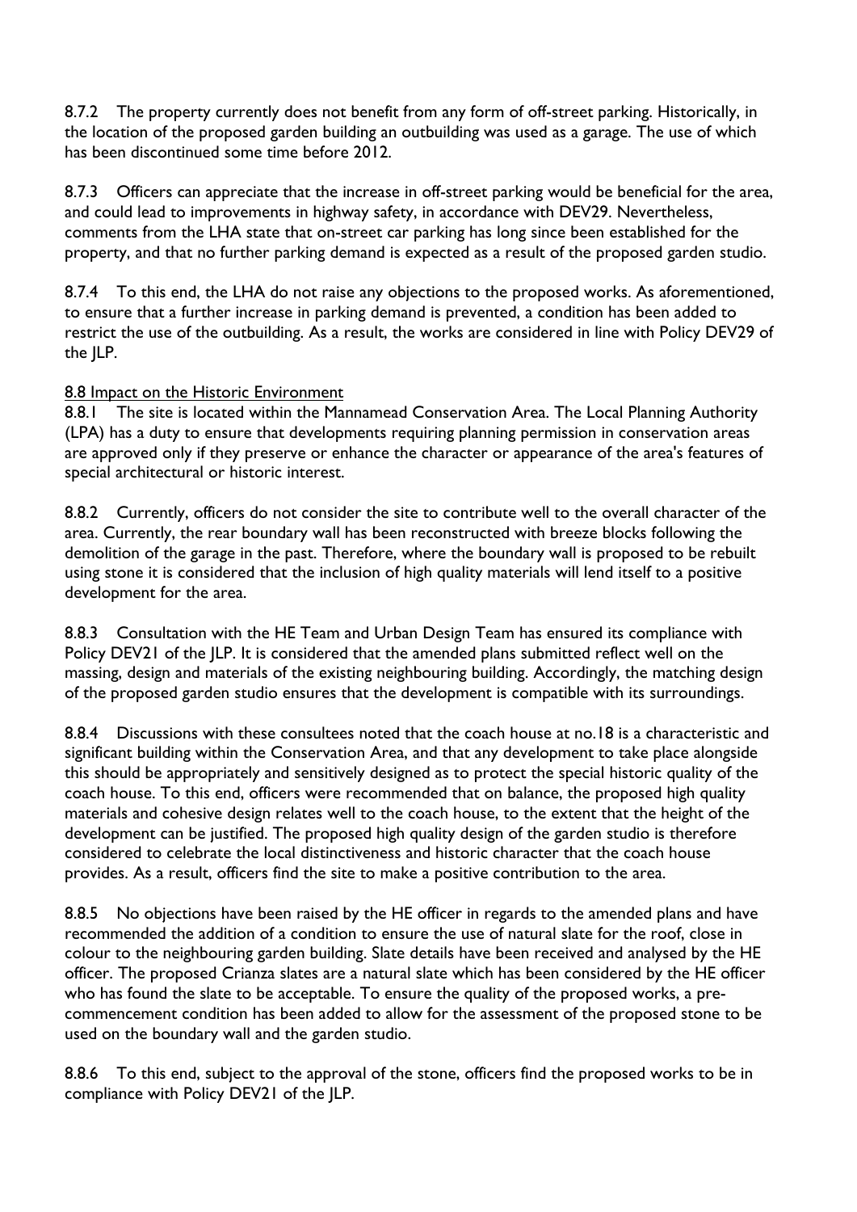8.7.2 The property currently does not benefit from any form of off-street parking. Historically, in the location of the proposed garden building an outbuilding was used as a garage. The use of which has been discontinued some time before 2012.

8.7.3 Officers can appreciate that the increase in off-street parking would be beneficial for the area, and could lead to improvements in highway safety, in accordance with DEV29. Nevertheless, comments from the LHA state that on-street car parking has long since been established for the property, and that no further parking demand is expected as a result of the proposed garden studio.

8.7.4 To this end, the LHA do not raise any objections to the proposed works. As aforementioned, to ensure that a further increase in parking demand is prevented, a condition has been added to restrict the use of the outbuilding. As a result, the works are considered in line with Policy DEV29 of the JLP.

8.8 Impact on the Historic Environment

8.8.1 The site is located within the Mannamead Conservation Area. The Local Planning Authority (LPA) has a duty to ensure that developments requiring planning permission in conservation areas are approved only if they preserve or enhance the character or appearance of the area's features of special architectural or historic interest.

8.8.2 Currently, officers do not consider the site to contribute well to the overall character of the area. Currently, the rear boundary wall has been reconstructed with breeze blocks following the demolition of the garage in the past. Therefore, where the boundary wall is proposed to be rebuilt using stone it is considered that the inclusion of high quality materials will lend itself to a positive development for the area.

8.8.3 Consultation with the HE Team and Urban Design Team has ensured its compliance with Policy DEV21 of the JLP. It is considered that the amended plans submitted reflect well on the massing, design and materials of the existing neighbouring building. Accordingly, the matching design of the proposed garden studio ensures that the development is compatible with its surroundings.

8.8.4 Discussions with these consultees noted that the coach house at no.18 is a characteristic and significant building within the Conservation Area, and that any development to take place alongside this should be appropriately and sensitively designed as to protect the special historic quality of the coach house. To this end, officers were recommended that on balance, the proposed high quality materials and cohesive design relates well to the coach house, to the extent that the height of the development can be justified. The proposed high quality design of the garden studio is therefore considered to celebrate the local distinctiveness and historic character that the coach house provides. As a result, officers find the site to make a positive contribution to the area.

8.8.5 No objections have been raised by the HE officer in regards to the amended plans and have recommended the addition of a condition to ensure the use of natural slate for the roof, close in colour to the neighbouring garden building. Slate details have been received and analysed by the HE officer. The proposed Crianza slates are a natural slate which has been considered by the HE officer who has found the slate to be acceptable. To ensure the quality of the proposed works, a pre-commencement condition has been added to allow for the assessment of the proposed stone to be used on the boundary wall and the garden studio.

8.8.6 To this end, subject to the approval of the stone, officers find the proposed works to be in compliance with Policy DEV21 of the JLP.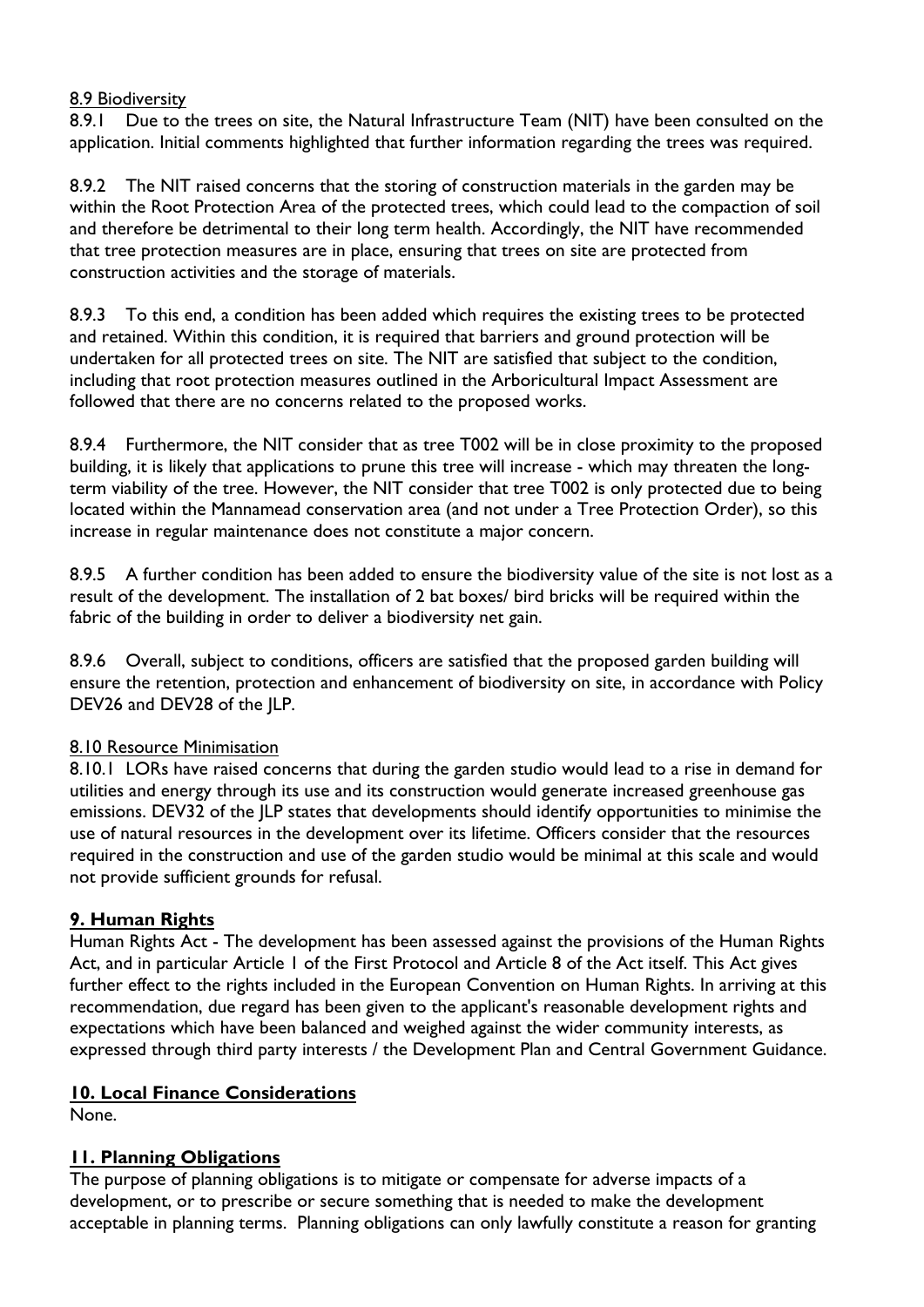8.9 Biodiversity

8.9.1 Due to the trees on site, the Natural Infrastructure Team (NIT) have been consulted on the application. Initial comments highlighted that further information regarding the trees was required.

8.9.2 The NIT raised concerns that the storing of construction materials in the garden may be within the Root Protection Area of the protected trees, which could lead to the compaction of soil and therefore be detrimental to their long term health. Accordingly, the NIT have recommended that tree protection measures are in place, ensuring that trees on site are protected from construction activities and the storage of materials.

8.9.3 To this end, a condition has been added which requires the existing trees to be protected and retained. Within this condition, it is required that barriers and ground protection will be undertaken for all protected trees on site. The NIT are satisfied that subject to the condition, including that root protection measures outlined in the Arboricultural Impact Assessment are followed that there are no concerns related to the proposed works.

8.9.4 Furthermore, the NIT consider that as tree T002 will be in close proximity to the proposed building, it is likely that applications to prune this tree will increase - which may threaten the long-term viability of the tree. However, the NIT consider that tree T002 is only protected due to being located within the Mannamead conservation area (and not under a Tree Protection Order), so this increase in regular maintenance does not constitute a major concern.

8.9.5 A further condition has been added to ensure the biodiversity value of the site is not lost as a result of the development. The installation of 2 bat boxes/ bird bricks will be required within the fabric of the building in order to deliver a biodiversity net gain.

8.9.6 Overall, subject to conditions, officers are satisfied that the proposed garden building will ensure the retention, protection and enhancement of biodiversity on site, in accordance with Policy DEV26 and DEV28 of the JLP.

8.10 Resource Minimisation

8.10.1 LORs have raised concerns that during the garden studio would lead to a rise in demand for utilities and energy through its use and its construction would generate increased greenhouse gas emissions. DEV32 of the JLP states that developments should identify opportunities to minimise the use of natural resources in the development over its lifetime. Officers consider that the resources required in the construction and use of the garden studio would be minimal at this scale and would not provide sufficient grounds for refusal.

## 9. Human Rights

Human Rights Act - The development has been assessed against the provisions of the Human Rights Act, and in particular Article 1 of the First Protocol and Article 8 of the Act itself. This Act gives further effect to the rights included in the European Convention on Human Rights. In arriving at this recommendation, due regard has been given to the applicant's reasonable development rights and expectations which have been balanced and weighed against the wider community interests, as expressed through third party interests / the Development Plan and Central Government Guidance.

## 10. Local Finance Considerations

None.

## 11. Planning Obligations

The purpose of planning obligations is to mitigate or compensate for adverse impacts of a development, or to prescribe or secure something that is needed to make the development acceptable in planning terms. Planning obligations can only lawfully constitute a reason for granting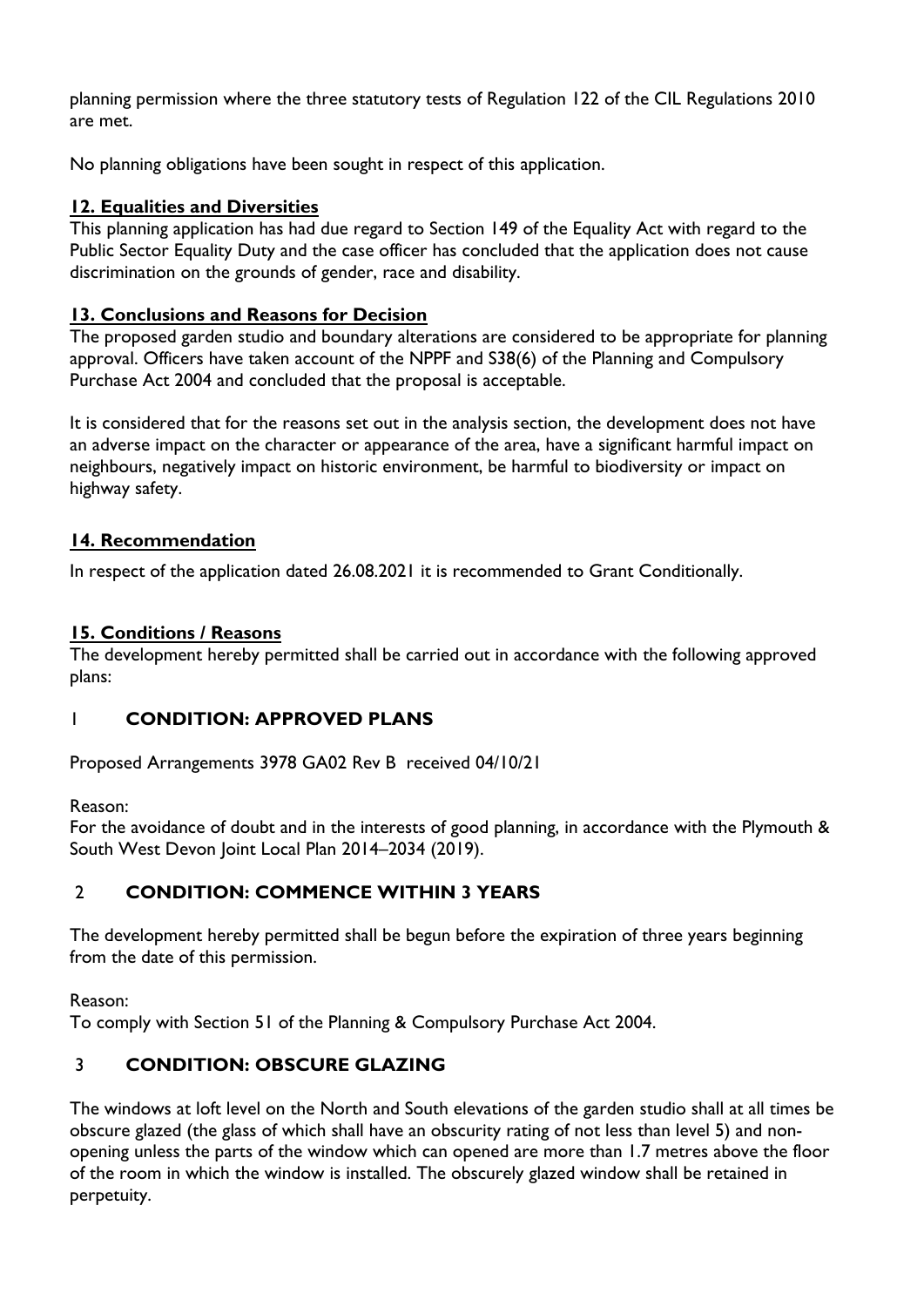planning permission where the three statutory tests of Regulation 122 of the CIL Regulations 2010 are met.

No planning obligations have been sought in respect of this application.

## 12. Equalities and Diversities

This planning application has had due regard to Section 149 of the Equality Act with regard to the Public Sector Equality Duty and the case officer has concluded that the application does not cause discrimination on the grounds of gender, race and disability.

## 13. Conclusions and Reasons for Decision

The proposed garden studio and boundary alterations are considered to be appropriate for planning approval. Officers have taken account of the NPPF and S38(6) of the Planning and Compulsory Purchase Act 2004 and concluded that the proposal is acceptable.

It is considered that for the reasons set out in the analysis section, the development does not have an adverse impact on the character or appearance of the area, have a significant harmful impact on neighbours, negatively impact on historic environment, be harmful to biodiversity or impact on highway safety.

## 14. Recommendation

In respect of the application dated 26.08.2021 it is recommended to Grant Conditionally.

## 15. Conditions / Reasons

The development hereby permitted shall be carried out in accordance with the following approved plans:

### 1 CONDITION: APPROVED PLANS

Proposed Arrangements 3978 GA02 Rev B received 04/10/21

Reason:
For the avoidance of doubt and in the interests of good planning, in accordance with the Plymouth & South West Devon Joint Local Plan 2014–2034 (2019).

### 2 CONDITION: COMMENCE WITHIN 3 YEARS

The development hereby permitted shall be begun before the expiration of three years beginning from the date of this permission.

Reason:
To comply with Section 51 of the Planning & Compulsory Purchase Act 2004.

### 3 CONDITION: OBSCURE GLAZING

The windows at loft level on the North and South elevations of the garden studio shall at all times be obscure glazed (the glass of which shall have an obscurity rating of not less than level 5) and non-opening unless the parts of the window which can opened are more than 1.7 metres above the floor of the room in which the window is installed. The obscurely glazed window shall be retained in perpetuity.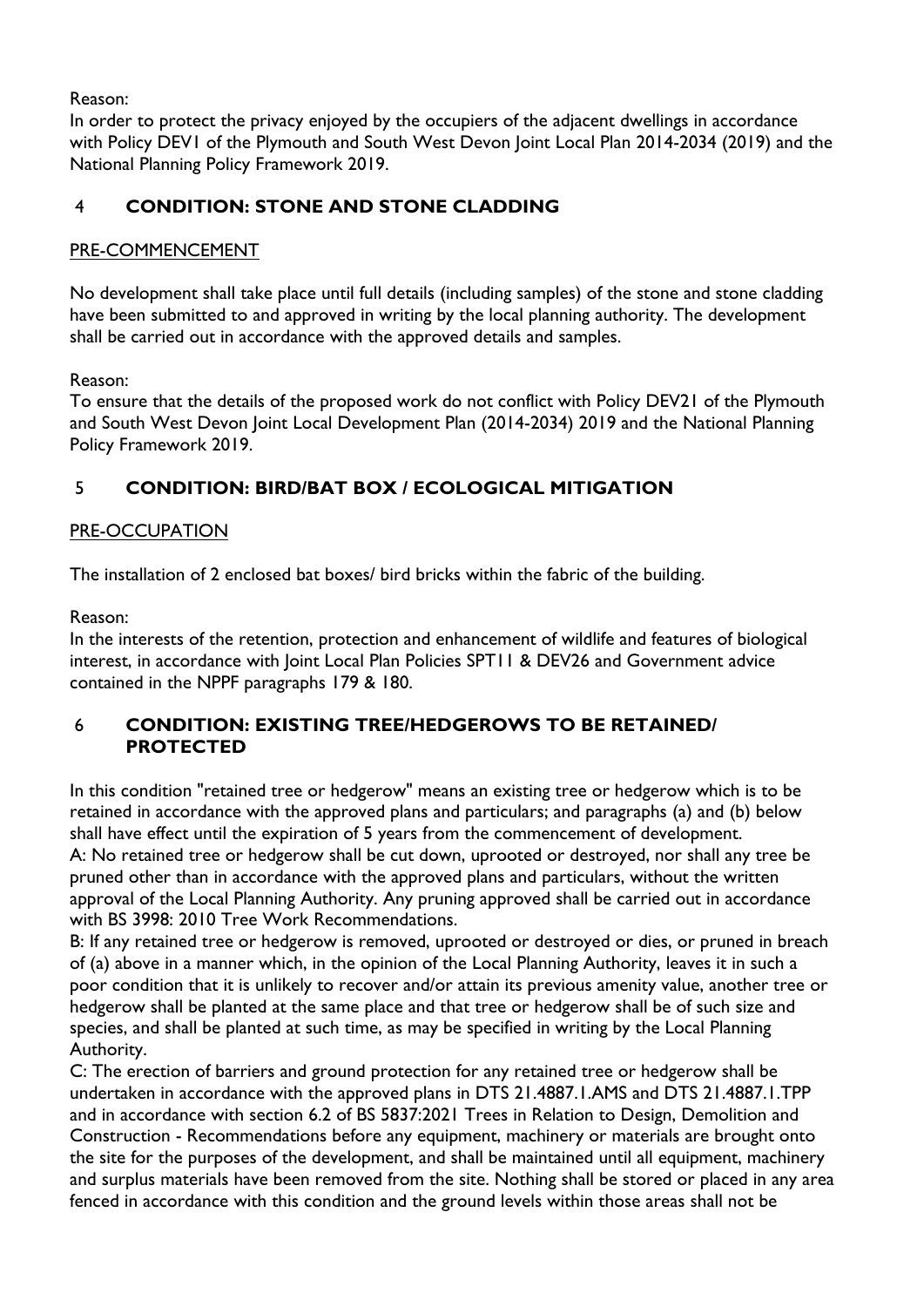Reason:
In order to protect the privacy enjoyed by the occupiers of the adjacent dwellings in accordance with Policy DEV1 of the Plymouth and South West Devon Joint Local Plan 2014-2034 (2019) and the National Planning Policy Framework 2019.

## 4 CONDITION: STONE AND STONE CLADDING

PRE-COMMENCEMENT

No development shall take place until full details (including samples) of the stone and stone cladding have been submitted to and approved in writing by the local planning authority. The development shall be carried out in accordance with the approved details and samples.

Reason:
To ensure that the details of the proposed work do not conflict with Policy DEV21 of the Plymouth and South West Devon Joint Local Development Plan (2014-2034) 2019 and the National Planning Policy Framework 2019.

## 5 CONDITION: BIRD/BAT BOX / ECOLOGICAL MITIGATION

PRE-OCCUPATION

The installation of 2 enclosed bat boxes/ bird bricks within the fabric of the building.

Reason:
In the interests of the retention, protection and enhancement of wildlife and features of biological interest, in accordance with Joint Local Plan Policies SPT11 & DEV26 and Government advice contained in the NPPF paragraphs 179 & 180.

## 6 CONDITION: EXISTING TREE/HEDGEROWS TO BE RETAINED/ PROTECTED

In this condition "retained tree or hedgerow" means an existing tree or hedgerow which is to be retained in accordance with the approved plans and particulars; and paragraphs (a) and (b) below shall have effect until the expiration of 5 years from the commencement of development.
A: No retained tree or hedgerow shall be cut down, uprooted or destroyed, nor shall any tree be pruned other than in accordance with the approved plans and particulars, without the written approval of the Local Planning Authority. Any pruning approved shall be carried out in accordance with BS 3998: 2010 Tree Work Recommendations.
B: If any retained tree or hedgerow is removed, uprooted or destroyed or dies, or pruned in breach of (a) above in a manner which, in the opinion of the Local Planning Authority, leaves it in such a poor condition that it is unlikely to recover and/or attain its previous amenity value, another tree or hedgerow shall be planted at the same place and that tree or hedgerow shall be of such size and species, and shall be planted at such time, as may be specified in writing by the Local Planning Authority.
C: The erection of barriers and ground protection for any retained tree or hedgerow shall be undertaken in accordance with the approved plans in DTS 21.4887.1.AMS and DTS 21.4887.1.TPP and in accordance with section 6.2 of BS 5837:2021 Trees in Relation to Design, Demolition and Construction - Recommendations before any equipment, machinery or materials are brought onto the site for the purposes of the development, and shall be maintained until all equipment, machinery and surplus materials have been removed from the site. Nothing shall be stored or placed in any area fenced in accordance with this condition and the ground levels within those areas shall not be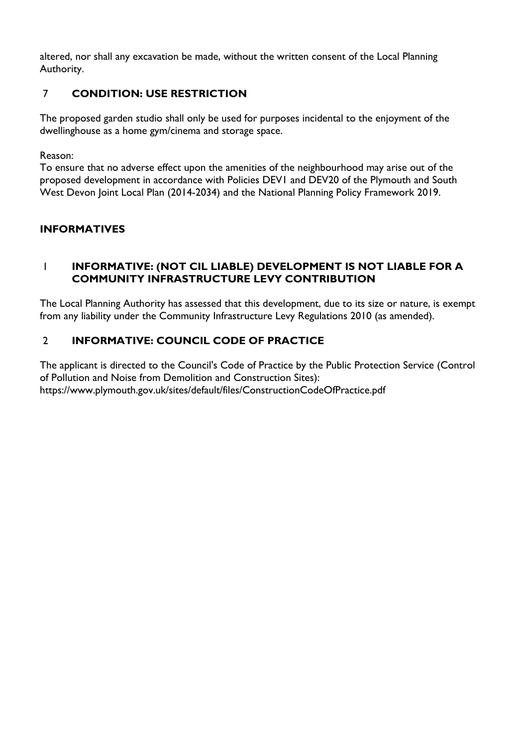altered, nor shall any excavation be made, without the written consent of the Local Planning Authority.

## 7 CONDITION: USE RESTRICTION

The proposed garden studio shall only be used for purposes incidental to the enjoyment of the dwellinghouse as a home gym/cinema and storage space.

Reason:
To ensure that no adverse effect upon the amenities of the neighbourhood may arise out of the proposed development in accordance with Policies DEV1 and DEV20 of the Plymouth and South West Devon Joint Local Plan (2014-2034) and the National Planning Policy Framework 2019.

## INFORMATIVES

## 1 INFORMATIVE: (NOT CIL LIABLE) DEVELOPMENT IS NOT LIABLE FOR A COMMUNITY INFRASTRUCTURE LEVY CONTRIBUTION

The Local Planning Authority has assessed that this development, due to its size or nature, is exempt from any liability under the Community Infrastructure Levy Regulations 2010 (as amended).

## 2 INFORMATIVE: COUNCIL CODE OF PRACTICE

The applicant is directed to the Council's Code of Practice by the Public Protection Service (Control of Pollution and Noise from Demolition and Construction Sites):
https://www.plymouth.gov.uk/sites/default/files/ConstructionCodeOfPractice.pdf